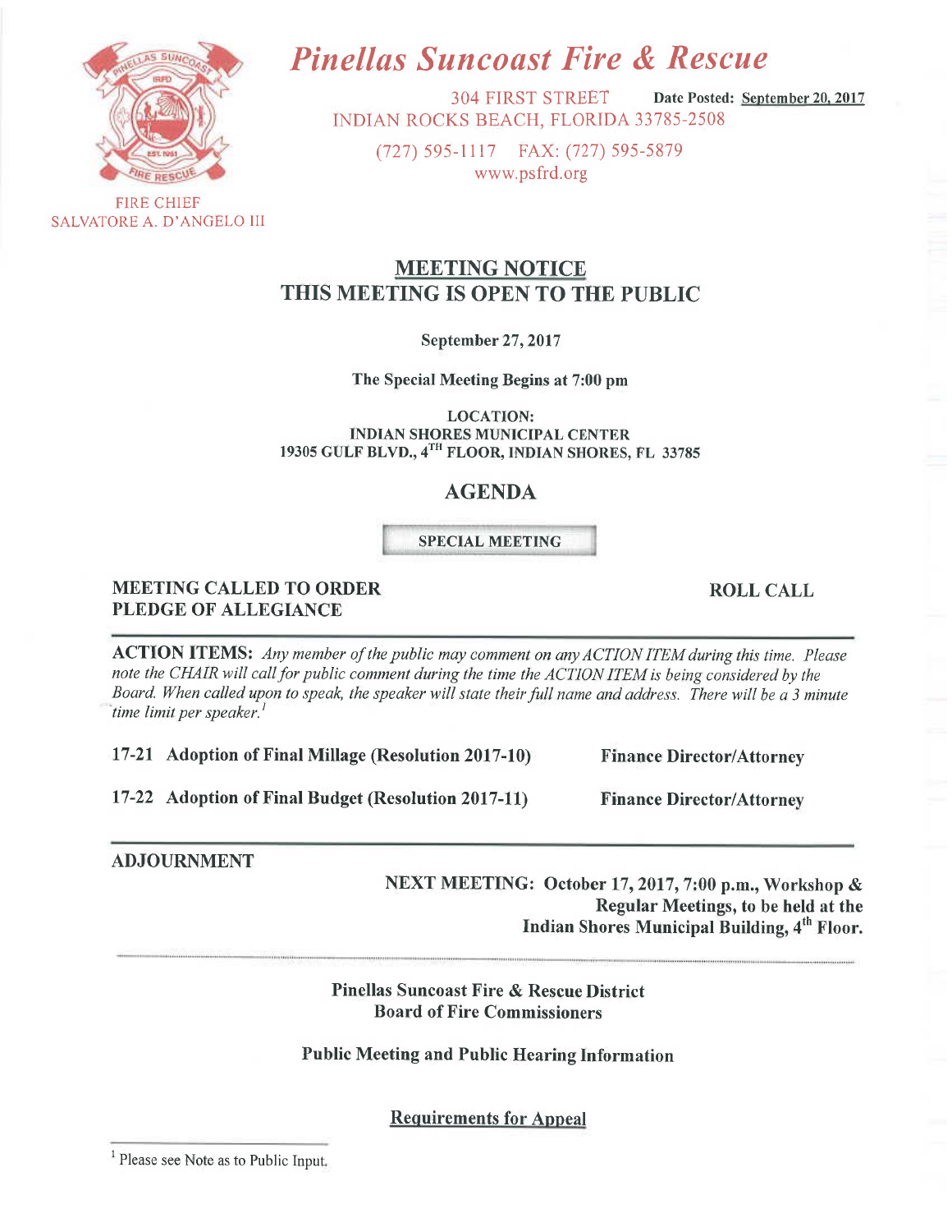# Pinellas Suncoast Fire & Rescue

304 FIRST STREET  **Date Posted:** September 20, 2017
INDIAN ROCKS BEACH, FLORIDA 33785-2508

(727) 595-1117  FAX: (727) 595-5879
www.psfrd.org

FIRE CHIEF
SALVATORE A. D'ANGELO III

## MEETING NOTICE
## THIS MEETING IS OPEN TO THE PUBLIC

**September 27, 2017**

**The Special Meeting Begins at 7:00 pm**

**LOCATION:**
**INDIAN SHORES MUNICIPAL CENTER**
**19305 GULF BLVD., 4TH FLOOR, INDIAN SHORES, FL 33785**

## AGENDA

**SPECIAL MEETING**

**MEETING CALLED TO ORDER**
**PLEDGE OF ALLEGIANCE**

**ROLL CALL**

---

**ACTION ITEMS:** *Any member of the public may comment on any ACTION ITEM during this time. Please note the CHAIR will call for public comment during the time the ACTION ITEM is being considered by the Board. When called upon to speak, the speaker will state their full name and address. There will be a 3 minute time limit per speaker.*[1]

**17-21 Adoption of Final Millage (Resolution 2017-10)** — **Finance Director/Attorney**

**17-22 Adoption of Final Budget (Resolution 2017-11)** — **Finance Director/Attorney**

---

**ADJOURNMENT**

**NEXT MEETING: October 17, 2017, 7:00 p.m., Workshop & Regular Meetings, to be held at the Indian Shores Municipal Building, 4th Floor.**

---

**Pinellas Suncoast Fire & Rescue District**
**Board of Fire Commissioners**

**Public Meeting and Public Hearing Information**

**Requirements for Appeal**

[1] Please see Note as to Public Input.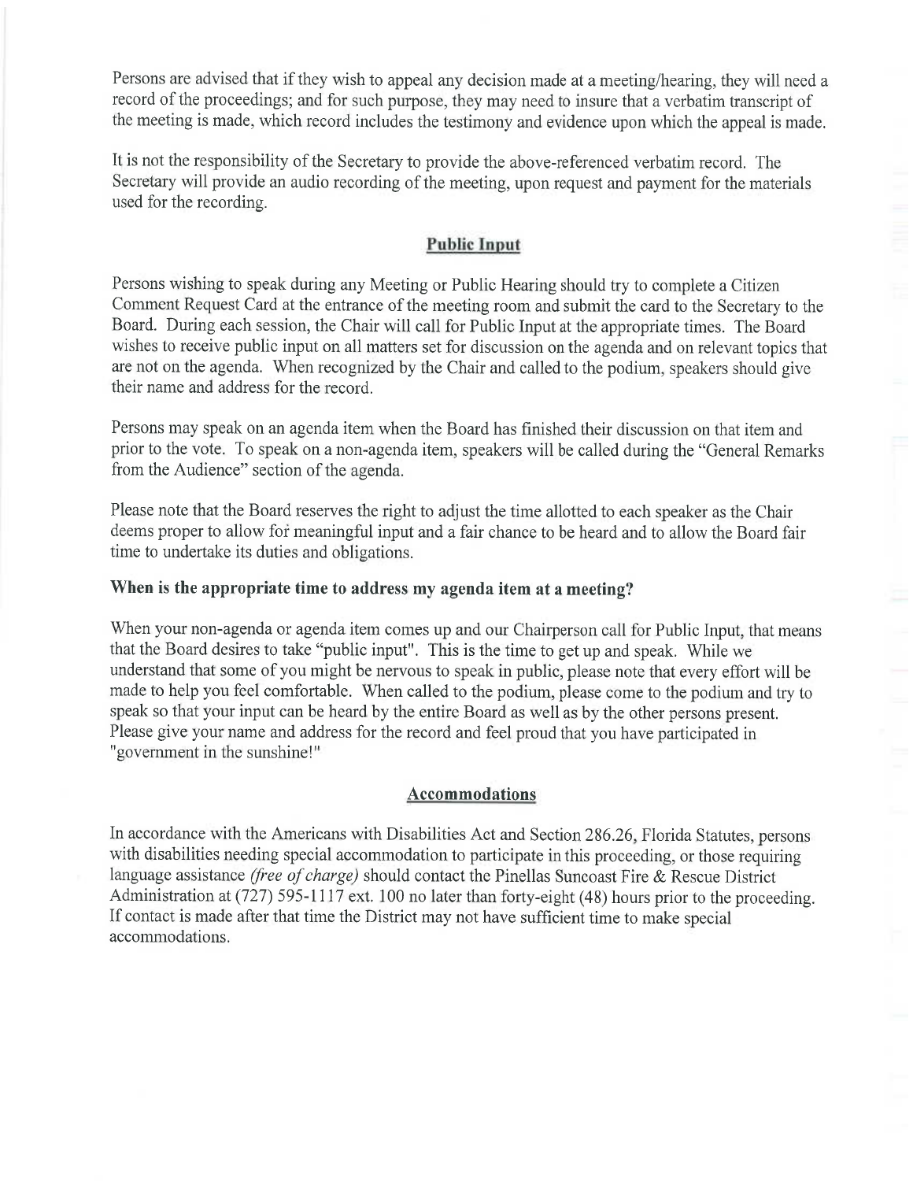Persons are advised that if they wish to appeal any decision made at a meeting/hearing, they will need a record of the proceedings; and for such purpose, they may need to insure that a verbatim transcript of the meeting is made, which record includes the testimony and evidence upon which the appeal is made.

It is not the responsibility of the Secretary to provide the above-referenced verbatim record. The Secretary will provide an audio recording of the meeting, upon request and payment for the materials used for the recording.

## Public Input

Persons wishing to speak during any Meeting or Public Hearing should try to complete a Citizen Comment Request Card at the entrance of the meeting room and submit the card to the Secretary to the Board. During each session, the Chair will call for Public Input at the appropriate times. The Board wishes to receive public input on all matters set for discussion on the agenda and on relevant topics that are not on the agenda. When recognized by the Chair and called to the podium, speakers should give their name and address for the record.

Persons may speak on an agenda item when the Board has finished their discussion on that item and prior to the vote. To speak on a non-agenda item, speakers will be called during the "General Remarks from the Audience" section of the agenda.

Please note that the Board reserves the right to adjust the time allotted to each speaker as the Chair deems proper to allow for meaningful input and a fair chance to be heard and to allow the Board fair time to undertake its duties and obligations.

### When is the appropriate time to address my agenda item at a meeting?

When your non-agenda or agenda item comes up and our Chairperson call for Public Input, that means that the Board desires to take "public input". This is the time to get up and speak. While we understand that some of you might be nervous to speak in public, please note that every effort will be made to help you feel comfortable. When called to the podium, please come to the podium and try to speak so that your input can be heard by the entire Board as well as by the other persons present. Please give your name and address for the record and feel proud that you have participated in "government in the sunshine!"

## Accommodations

In accordance with the Americans with Disabilities Act and Section 286.26, Florida Statutes, persons with disabilities needing special accommodation to participate in this proceeding, or those requiring language assistance *(free of charge)* should contact the Pinellas Suncoast Fire & Rescue District Administration at (727) 595-1117 ext. 100 no later than forty-eight (48) hours prior to the proceeding. If contact is made after that time the District may not have sufficient time to make special accommodations.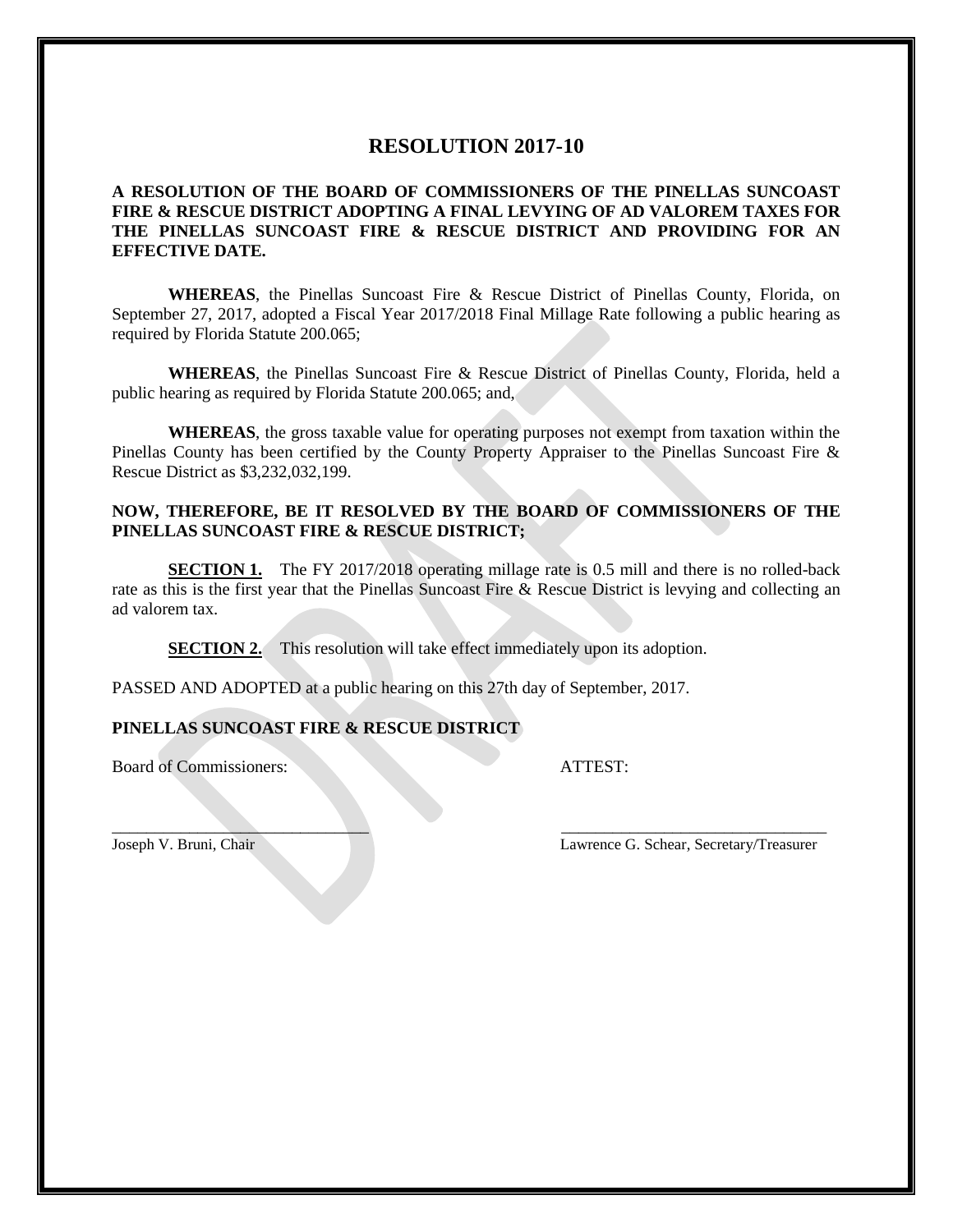# RESOLUTION 2017-10

**A RESOLUTION OF THE BOARD OF COMMISSIONERS OF THE PINELLAS SUNCOAST FIRE & RESCUE DISTRICT ADOPTING A FINAL LEVYING OF AD VALOREM TAXES FOR THE PINELLAS SUNCOAST FIRE & RESCUE DISTRICT AND PROVIDING FOR AN EFFECTIVE DATE.**

**WHEREAS**, the Pinellas Suncoast Fire & Rescue District of Pinellas County, Florida, on September 27, 2017, adopted a Fiscal Year 2017/2018 Final Millage Rate following a public hearing as required by Florida Statute 200.065;

**WHEREAS**, the Pinellas Suncoast Fire & Rescue District of Pinellas County, Florida, held a public hearing as required by Florida Statute 200.065; and,

**WHEREAS**, the gross taxable value for operating purposes not exempt from taxation within the Pinellas County has been certified by the County Property Appraiser to the Pinellas Suncoast Fire & Rescue District as $3,232,032,199.

**NOW, THEREFORE, BE IT RESOLVED BY THE BOARD OF COMMISSIONERS OF THE PINELLAS SUNCOAST FIRE & RESCUE DISTRICT;**

**SECTION 1.** The FY 2017/2018 operating millage rate is 0.5 mill and there is no rolled-back rate as this is the first year that the Pinellas Suncoast Fire & Rescue District is levying and collecting an ad valorem tax.

**SECTION 2.** This resolution will take effect immediately upon its adoption.

PASSED AND ADOPTED at a public hearing on this 27th day of September, 2017.

**PINELLAS SUNCOAST FIRE & RESCUE DISTRICT**

Board of Commissioners: ATTEST:

_________________________________ _________________________________

Joseph V. Bruni, Chair Lawrence G. Schear, Secretary/Treasurer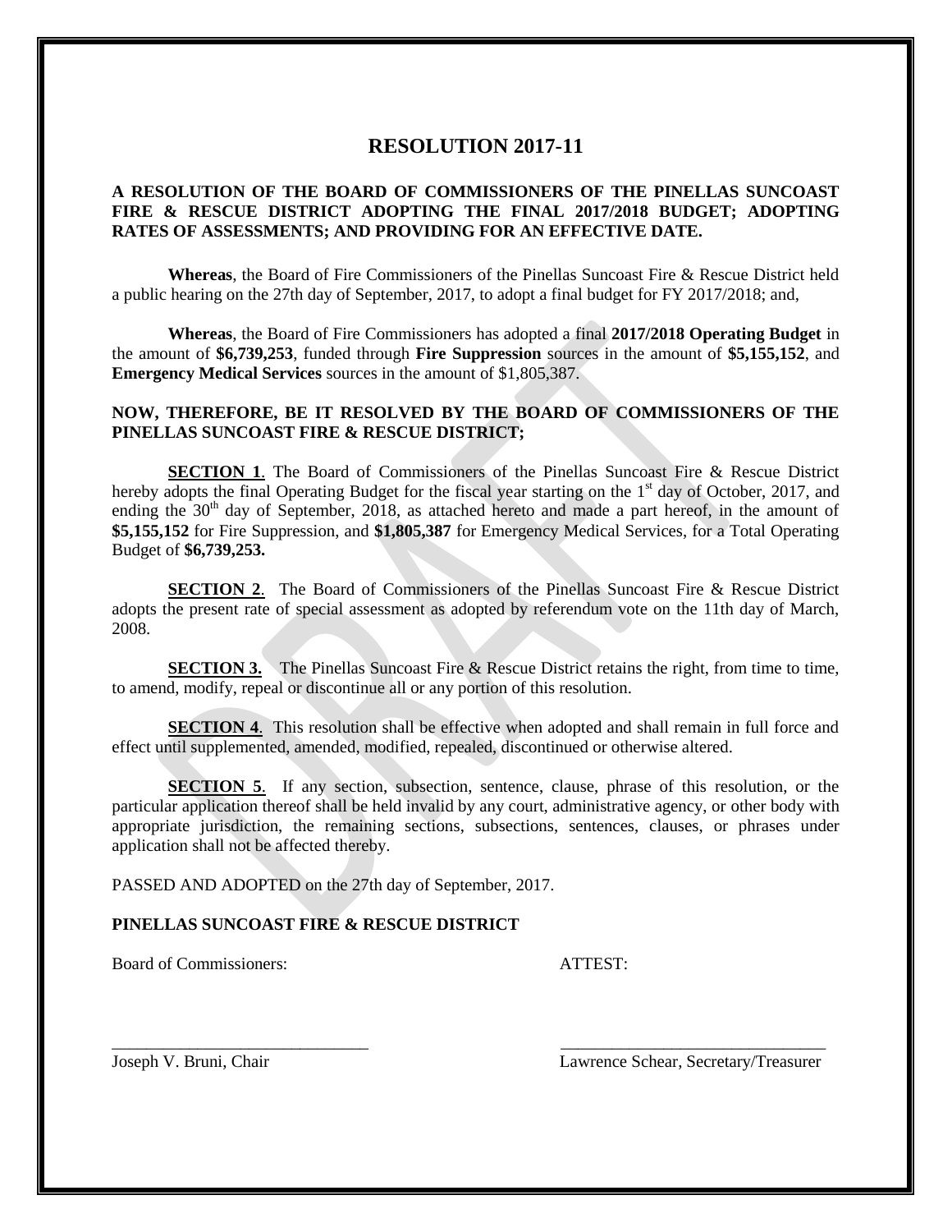# RESOLUTION 2017-11

**A RESOLUTION OF THE BOARD OF COMMISSIONERS OF THE PINELLAS SUNCOAST FIRE & RESCUE DISTRICT ADOPTING THE FINAL 2017/2018 BUDGET; ADOPTING RATES OF ASSESSMENTS; AND PROVIDING FOR AN EFFECTIVE DATE.**

**Whereas**, the Board of Fire Commissioners of the Pinellas Suncoast Fire & Rescue District held a public hearing on the 27th day of September, 2017, to adopt a final budget for FY 2017/2018; and,

**Whereas**, the Board of Fire Commissioners has adopted a final **2017/2018 Operating Budget** in the amount of **$6,739,253**, funded through **Fire Suppression** sources in the amount of **$5,155,152**, and **Emergency Medical Services** sources in the amount of $1,805,387.

**NOW, THEREFORE, BE IT RESOLVED BY THE BOARD OF COMMISSIONERS OF THE PINELLAS SUNCOAST FIRE & RESCUE DISTRICT;**

**SECTION 1**. The Board of Commissioners of the Pinellas Suncoast Fire & Rescue District hereby adopts the final Operating Budget for the fiscal year starting on the 1st day of October, 2017, and ending the 30th day of September, 2018, as attached hereto and made a part hereof, in the amount of **$5,155,152** for Fire Suppression, and **$1,805,387** for Emergency Medical Services, for a Total Operating Budget of **$6,739,253.**

**SECTION 2**. The Board of Commissioners of the Pinellas Suncoast Fire & Rescue District adopts the present rate of special assessment as adopted by referendum vote on the 11th day of March, 2008.

**SECTION 3.** The Pinellas Suncoast Fire & Rescue District retains the right, from time to time, to amend, modify, repeal or discontinue all or any portion of this resolution.

**SECTION 4**. This resolution shall be effective when adopted and shall remain in full force and effect until supplemented, amended, modified, repealed, discontinued or otherwise altered.

**SECTION 5**. If any section, subsection, sentence, clause, phrase of this resolution, or the particular application thereof shall be held invalid by any court, administrative agency, or other body with appropriate jurisdiction, the remaining sections, subsections, sentences, clauses, or phrases under application shall not be affected thereby.

PASSED AND ADOPTED on the 27th day of September, 2017.

**PINELLAS SUNCOAST FIRE & RESCUE DISTRICT**

Board of Commissioners: ATTEST:

______________________________ ______________________________

Joseph V. Bruni, Chair Lawrence Schear, Secretary/Treasurer